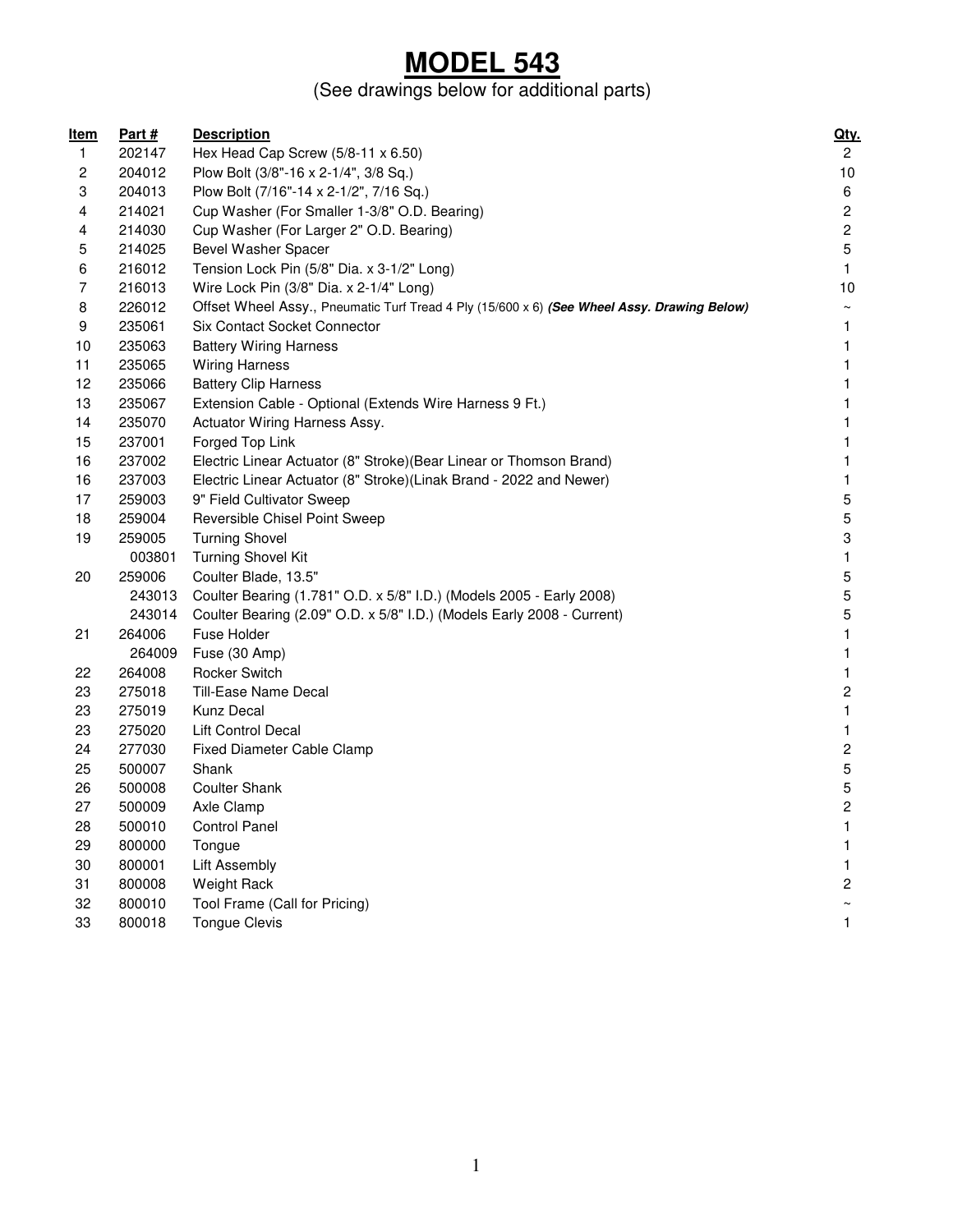# MODEL 543

(See drawings below for additional parts)

| Item | Part # | Description | Qty. |
|---|---|---|---|
| 1 | 202147 | Hex Head Cap Screw (5/8-11 x 6.50) | 2 |
| 2 | 204012 | Plow Bolt (3/8"-16 x 2-1/4", 3/8 Sq.) | 10 |
| 3 | 204013 | Plow Bolt (7/16"-14 x 2-1/2", 7/16 Sq.) | 6 |
| 4 | 214021 | Cup Washer (For Smaller 1-3/8" O.D. Bearing) | 2 |
| 4 | 214030 | Cup Washer (For Larger 2" O.D. Bearing) | 2 |
| 5 | 214025 | Bevel Washer Spacer | 5 |
| 6 | 216012 | Tension Lock Pin (5/8" Dia. x 3-1/2" Long) | 1 |
| 7 | 216013 | Wire Lock Pin (3/8" Dia. x 2-1/4" Long) | 10 |
| 8 | 226012 | Offset Wheel Assy., Pneumatic Turf Tread 4 Ply (15/600 x 6) ***(See Wheel Assy. Drawing Below)*** | ~ |
| 9 | 235061 | Six Contact Socket Connector | 1 |
| 10 | 235063 | Battery Wiring Harness | 1 |
| 11 | 235065 | Wiring Harness | 1 |
| 12 | 235066 | Battery Clip Harness | 1 |
| 13 | 235067 | Extension Cable - Optional (Extends Wire Harness 9 Ft.) | 1 |
| 14 | 235070 | Actuator Wiring Harness Assy. | 1 |
| 15 | 237001 | Forged Top Link | 1 |
| 16 | 237002 | Electric Linear Actuator (8" Stroke)(Bear Linear or Thomson Brand) | 1 |
| 16 | 237003 | Electric Linear Actuator (8" Stroke)(Linak Brand - 2022 and Newer) | 1 |
| 17 | 259003 | 9" Field Cultivator Sweep | 5 |
| 18 | 259004 | Reversible Chisel Point Sweep | 5 |
| 19 | 259005 | Turning Shovel | 3 |
| | 003801 | Turning Shovel Kit | 1 |
| 20 | 259006 | Coulter Blade, 13.5" | 5 |
| | 243013 | Coulter Bearing (1.781" O.D. x 5/8" I.D.) (Models 2005 - Early 2008) | 5 |
| | 243014 | Coulter Bearing (2.09" O.D. x 5/8" I.D.) (Models Early 2008 - Current) | 5 |
| 21 | 264006 | Fuse Holder | 1 |
| | 264009 | Fuse (30 Amp) | 1 |
| 22 | 264008 | Rocker Switch | 1 |
| 23 | 275018 | Till-Ease Name Decal | 2 |
| 23 | 275019 | Kunz Decal | 1 |
| 23 | 275020 | Lift Control Decal | 1 |
| 24 | 277030 | Fixed Diameter Cable Clamp | 2 |
| 25 | 500007 | Shank | 5 |
| 26 | 500008 | Coulter Shank | 5 |
| 27 | 500009 | Axle Clamp | 2 |
| 28 | 500010 | Control Panel | 1 |
| 29 | 800000 | Tongue | 1 |
| 30 | 800001 | Lift Assembly | 1 |
| 31 | 800008 | Weight Rack | 2 |
| 32 | 800010 | Tool Frame (Call for Pricing) | ~ |
| 33 | 800018 | Tongue Clevis | 1 |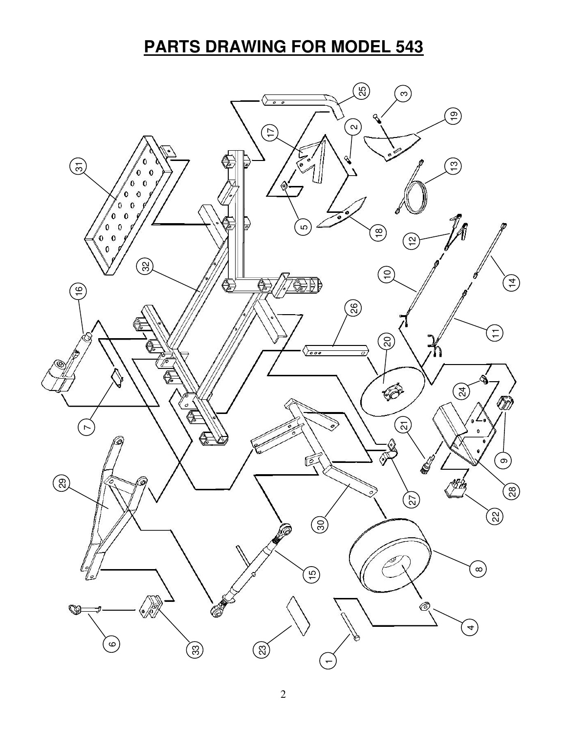# PARTS DRAWING FOR MODEL 543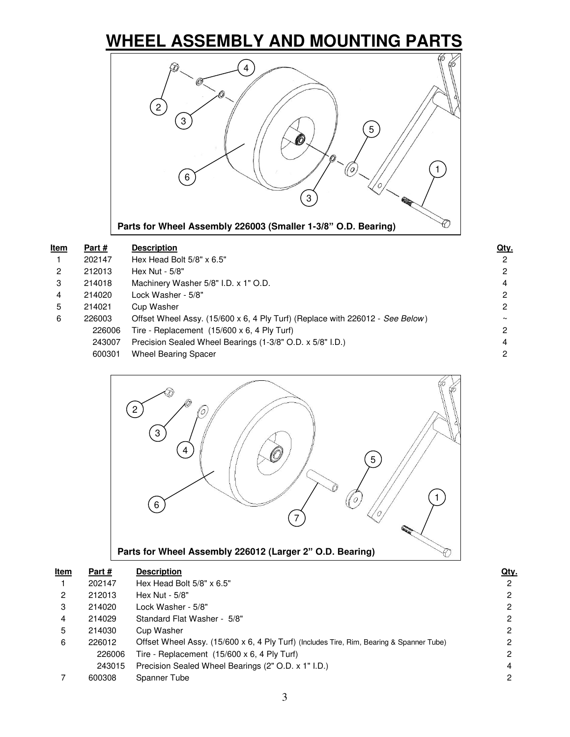# WHEEL ASSEMBLY AND MOUNTING PARTS

**Parts for Wheel Assembly 226003 (Smaller 1-3/8" O.D. Bearing)**

| Item | Part # | Description | Qty. |
|---|---|---|---|
| 1 | 202147 | Hex Head Bolt 5/8" x 6.5" | 2 |
| 2 | 212013 | Hex Nut - 5/8" | 2 |
| 3 | 214018 | Machinery Washer 5/8" I.D. x 1" O.D. | 4 |
| 4 | 214020 | Lock Washer - 5/8" | 2 |
| 5 | 214021 | Cup Washer | 2 |
| 6 | 226003 | Offset Wheel Assy. (15/600 x 6, 4 Ply Turf) (Replace with 226012 - *See Below*) | ~ |
| | 226006 | Tire - Replacement (15/600 x 6, 4 Ply Turf) | 2 |
| | 243007 | Precision Sealed Wheel Bearings (1-3/8" O.D. x 5/8" I.D.) | 4 |
| | 600301 | Wheel Bearing Spacer | 2 |

**Parts for Wheel Assembly 226012 (Larger 2" O.D. Bearing)**

| Item | Part # | Description | Qty. |
|---|---|---|---|
| 1 | 202147 | Hex Head Bolt 5/8" x 6.5" | 2 |
| 2 | 212013 | Hex Nut - 5/8" | 2 |
| 3 | 214020 | Lock Washer - 5/8" | 2 |
| 4 | 214029 | Standard Flat Washer - 5/8" | 2 |
| 5 | 214030 | Cup Washer | 2 |
| 6 | 226012 | Offset Wheel Assy. (15/600 x 6, 4 Ply Turf) (Includes Tire, Rim, Bearing & Spanner Tube) | 2 |
| | 226006 | Tire - Replacement (15/600 x 6, 4 Ply Turf) | 2 |
| | 243015 | Precision Sealed Wheel Bearings (2" O.D. x 1" I.D.) | 4 |
| 7 | 600308 | Spanner Tube | 2 |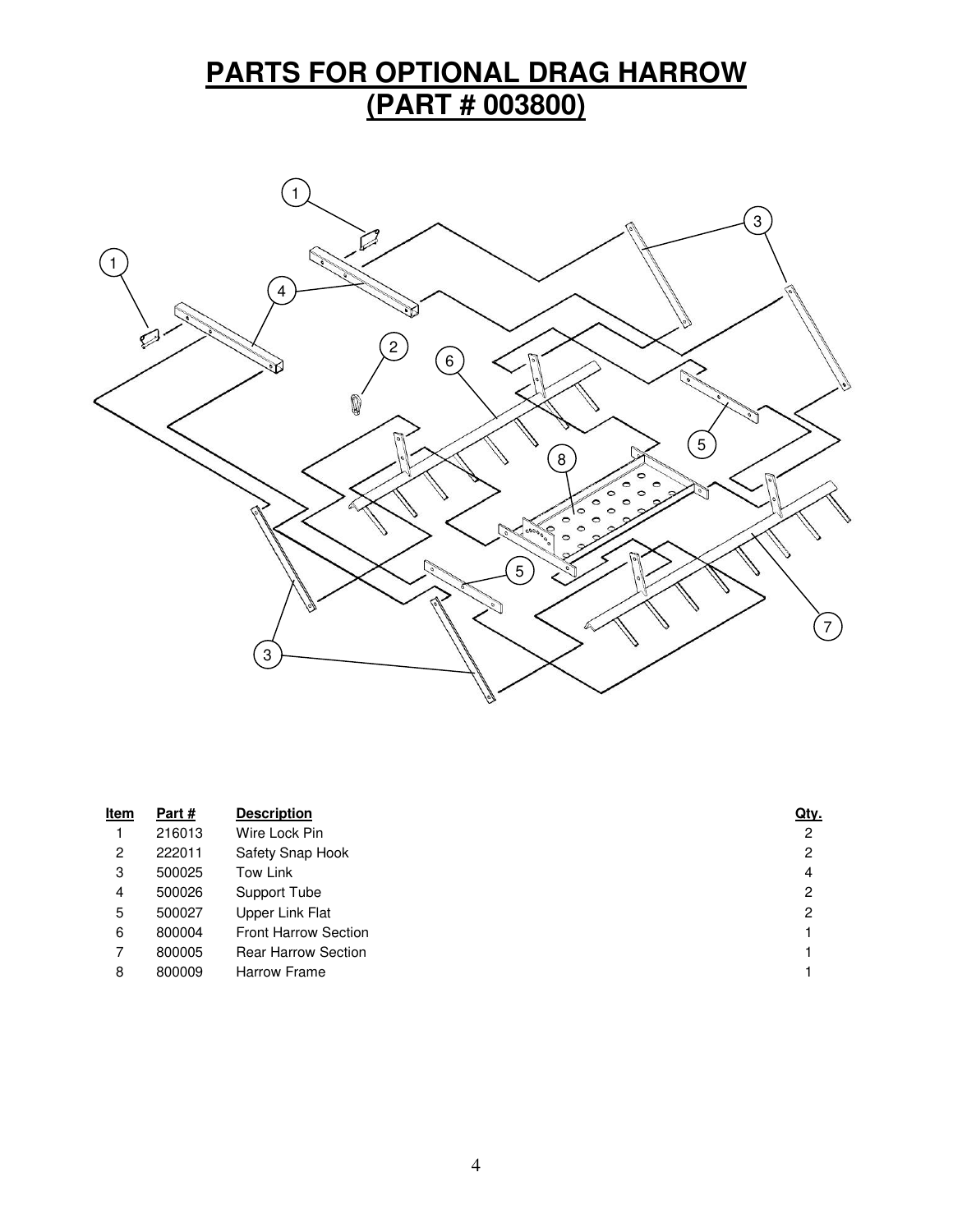# PARTS FOR OPTIONAL DRAG HARROW
# (PART # 003800)

| Item | Part # | Description | Qty. |
|---|---|---|---|
| 1 | 216013 | Wire Lock Pin | 2 |
| 2 | 222011 | Safety Snap Hook | 2 |
| 3 | 500025 | Tow Link | 4 |
| 4 | 500026 | Support Tube | 2 |
| 5 | 500027 | Upper Link Flat | 2 |
| 6 | 800004 | Front Harrow Section | 1 |
| 7 | 800005 | Rear Harrow Section | 1 |
| 8 | 800009 | Harrow Frame | 1 |